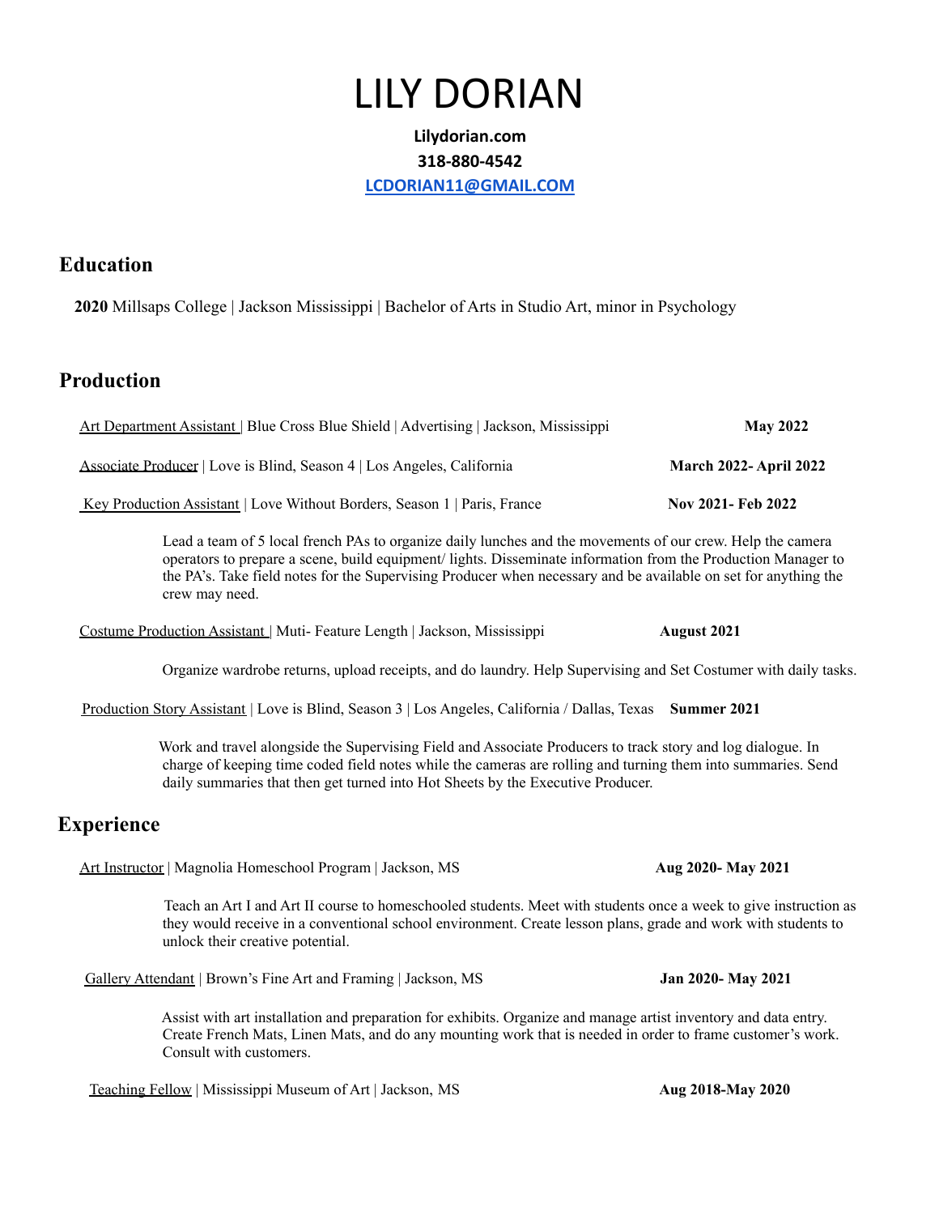# LILY DORIAN

**Lilydorian.com**

**318-880-4542**

**LCDORIAN11@GMAIL.COM**

## Education

**2020** Millsaps College | Jackson Mississippi | Bachelor of Arts in Studio Art, minor in Psychology

## Production

Art Department Assistant | Blue Cross Blue Shield | Advertising | Jackson, Mississippi **May 2022**

Associate Producer | Love is Blind, Season 4 | Los Angeles, California **March 2022- April 2022**

Key Production Assistant | Love Without Borders, Season 1 | Paris, France **Nov 2021- Feb 2022**

Lead a team of 5 local french PAs to organize daily lunches and the movements of our crew. Help the camera operators to prepare a scene, build equipment/ lights. Disseminate information from the Production Manager to the PA's. Take field notes for the Supervising Producer when necessary and be available on set for anything the crew may need.

Costume Production Assistant | Muti- Feature Length | Jackson, Mississippi **August 2021**

Organize wardrobe returns, upload receipts, and do laundry. Help Supervising and Set Costumer with daily tasks.

Production Story Assistant | Love is Blind, Season 3 | Los Angeles, California / Dallas, Texas **Summer 2021**

Work and travel alongside the Supervising Field and Associate Producers to track story and log dialogue. In charge of keeping time coded field notes while the cameras are rolling and turning them into summaries. Send daily summaries that then get turned into Hot Sheets by the Executive Producer.

## Experience

Art Instructor | Magnolia Homeschool Program | Jackson, MS **Aug 2020- May 2021**

Teach an Art I and Art II course to homeschooled students. Meet with students once a week to give instruction as they would receive in a conventional school environment. Create lesson plans, grade and work with students to unlock their creative potential.

Gallery Attendant | Brown's Fine Art and Framing | Jackson, MS **Jan 2020- May 2021**

Assist with art installation and preparation for exhibits. Organize and manage artist inventory and data entry. Create French Mats, Linen Mats, and do any mounting work that is needed in order to frame customer's work. Consult with customers.

Teaching Fellow | Mississippi Museum of Art | Jackson, MS **Aug 2018-May 2020**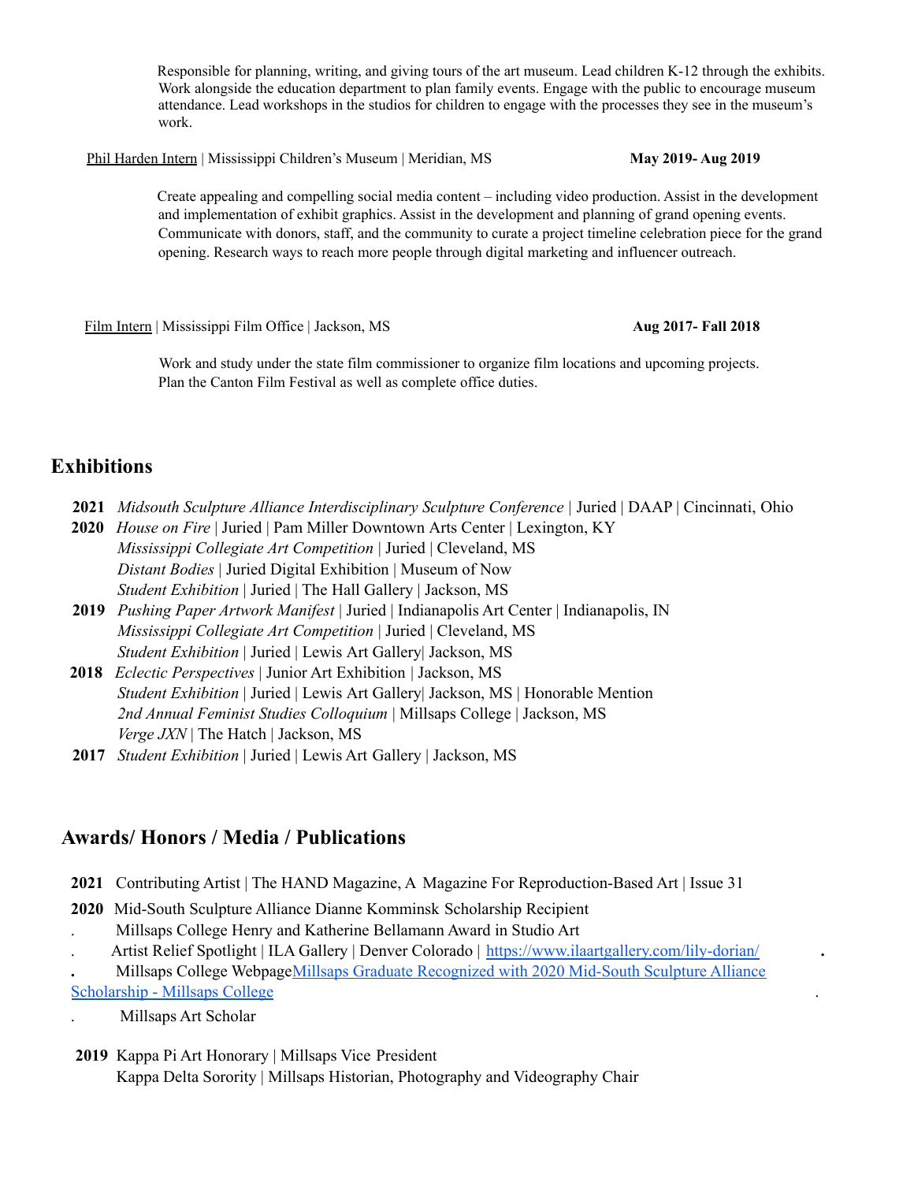Responsible for planning, writing, and giving tours of the art museum. Lead children K-12 through the exhibits. Work alongside the education department to plan family events. Engage with the public to encourage museum attendance. Lead workshops in the studios for children to engage with the processes they see in the museum's work.

Phil Harden Intern | Mississippi Children's Museum | Meridian, MS **May 2019- Aug 2019**

Create appealing and compelling social media content – including video production. Assist in the development and implementation of exhibit graphics. Assist in the development and planning of grand opening events. Communicate with donors, staff, and the community to curate a project timeline celebration piece for the grand opening. Research ways to reach more people through digital marketing and influencer outreach.

Film Intern | Mississippi Film Office | Jackson, MS **Aug 2017- Fall 2018**

Work and study under the state film commissioner to organize film locations and upcoming projects. Plan the Canton Film Festival as well as complete office duties.

## Exhibitions

**2021** *Midsouth Sculpture Alliance Interdisciplinary Sculpture Conference* | Juried | DAAP | Cincinnati, Ohio

**2020** *House on Fire* | Juried | Pam Miller Downtown Arts Center | Lexington, KY
*Mississippi Collegiate Art Competition* | Juried | Cleveland, MS
*Distant Bodies* | Juried Digital Exhibition | Museum of Now
*Student Exhibition* | Juried | The Hall Gallery | Jackson, MS

**2019** *Pushing Paper Artwork Manifest* | Juried | Indianapolis Art Center | Indianapolis, IN
*Mississippi Collegiate Art Competition* | Juried | Cleveland, MS
*Student Exhibition* | Juried | Lewis Art Gallery| Jackson, MS

**2018** *Eclectic Perspectives* | Junior Art Exhibition | Jackson, MS
*Student Exhibition* | Juried | Lewis Art Gallery| Jackson, MS | Honorable Mention
*2nd Annual Feminist Studies Colloquium* | Millsaps College | Jackson, MS
*Verge JXN* | The Hatch | Jackson, MS

**2017** *Student Exhibition* | Juried | Lewis Art Gallery | Jackson, MS

## Awards/ Honors / Media / Publications

**2021** Contributing Artist | The HAND Magazine, A Magazine For Reproduction-Based Art | Issue 31

**2020** Mid-South Sculpture Alliance Dianne Komminsk Scholarship Recipient
Millsaps College Henry and Katherine Bellamann Award in Studio Art
Artist Relief Spotlight | ILA Gallery | Denver Colorado | https://www.ilaartgallery.com/lily-dorian/
Millsaps College Webpage [Millsaps Graduate Recognized with 2020 Mid-South Sculpture Alliance Scholarship - Millsaps College]
Millsaps Art Scholar

**2019** Kappa Pi Art Honorary | Millsaps Vice President
Kappa Delta Sorority | Millsaps Historian, Photography and Videography Chair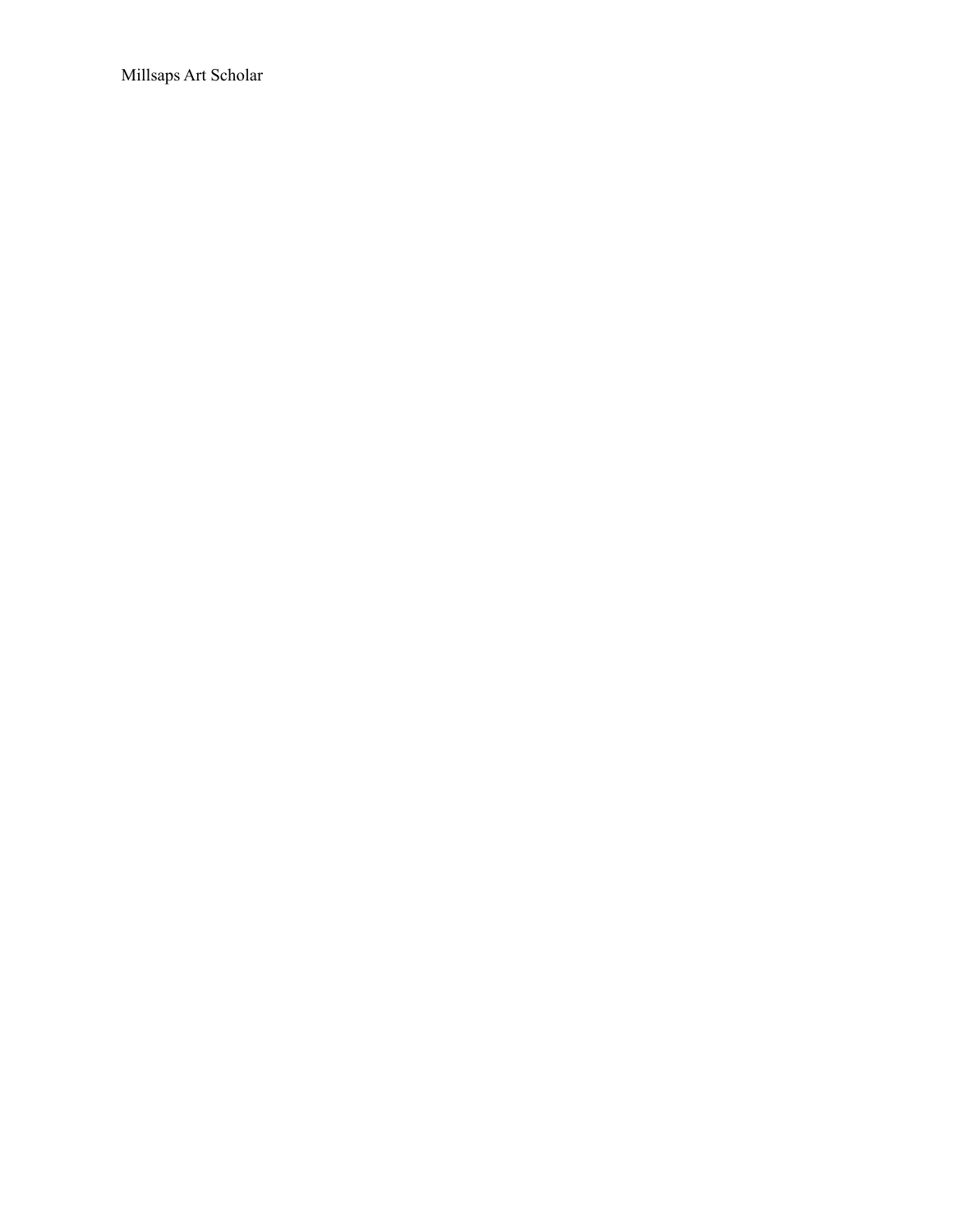Millsaps Art Scholar